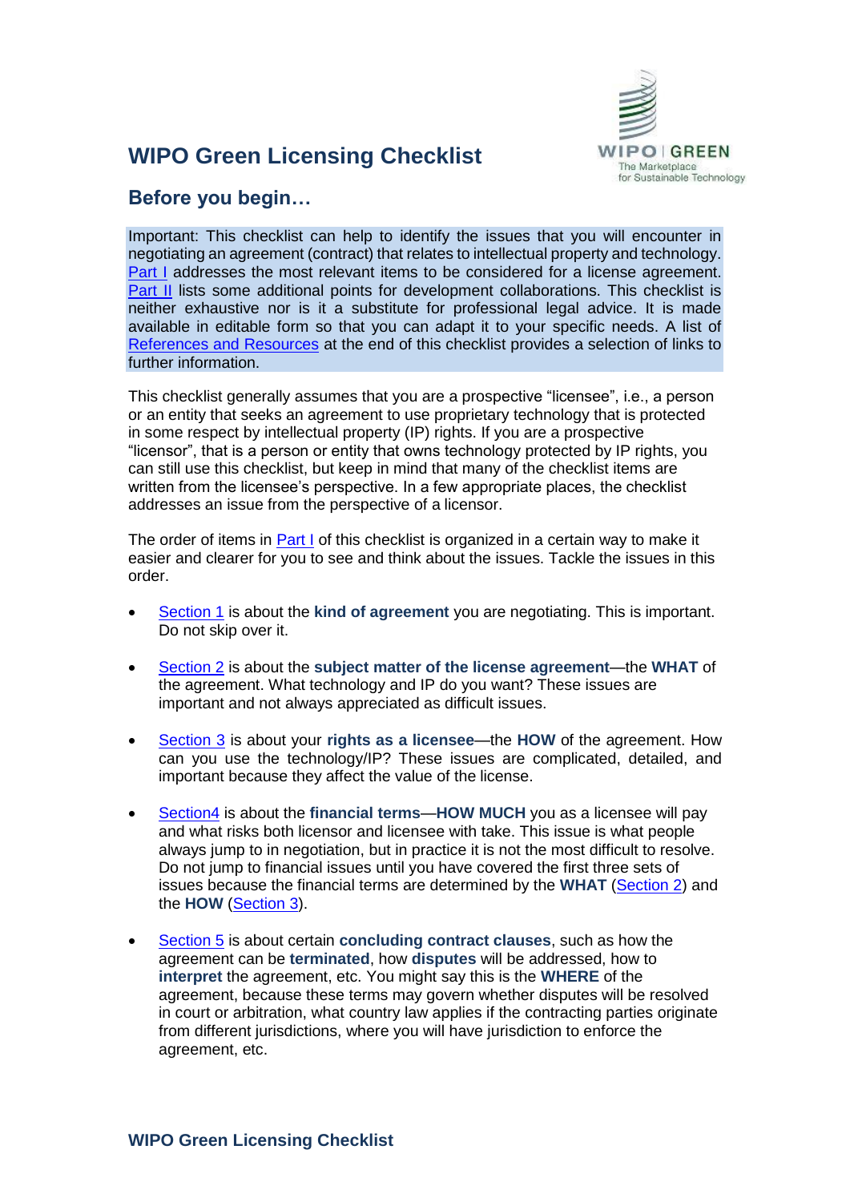# WIPO Green Licensing Checklist

## Before you begin…

Important: This checklist can help to identify the issues that you will encounter in negotiating an agreement (contract) that relates to intellectual property and technology. Part I addresses the most relevant items to be considered for a license agreement. Part II lists some additional points for development collaborations. This checklist is neither exhaustive nor is it a substitute for professional legal advice. It is made available in editable form so that you can adapt it to your specific needs. A list of References and Resources at the end of this checklist provides a selection of links to further information.

This checklist generally assumes that you are a prospective "licensee", i.e., a person or an entity that seeks an agreement to use proprietary technology that is protected in some respect by intellectual property (IP) rights. If you are a prospective "licensor", that is a person or entity that owns technology protected by IP rights, you can still use this checklist, but keep in mind that many of the checklist items are written from the licensee's perspective. In a few appropriate places, the checklist addresses an issue from the perspective of a licensor.

The order of items in Part I of this checklist is organized in a certain way to make it easier and clearer for you to see and think about the issues. Tackle the issues in this order.

- Section 1 is about the **kind of agreement** you are negotiating. This is important. Do not skip over it.

- Section 2 is about the **subject matter of the license agreement**—the **WHAT** of the agreement. What technology and IP do you want? These issues are important and not always appreciated as difficult issues.

- Section 3 is about your **rights as a licensee**—the **HOW** of the agreement. How can you use the technology/IP? These issues are complicated, detailed, and important because they affect the value of the license.

- Section4 is about the **financial terms**—**HOW MUCH** you as a licensee will pay and what risks both licensor and licensee with take. This issue is what people always jump to in negotiation, but in practice it is not the most difficult to resolve. Do not jump to financial issues until you have covered the first three sets of issues because the financial terms are determined by the **WHAT** (Section 2) and the **HOW** (Section 3).

- Section 5 is about certain **concluding contract clauses**, such as how the agreement can be **terminated**, how **disputes** will be addressed, how to **interpret** the agreement, etc. You might say this is the **WHERE** of the agreement, because these terms may govern whether disputes will be resolved in court or arbitration, what country law applies if the contracting parties originate from different jurisdictions, where you will have jurisdiction to enforce the agreement, etc.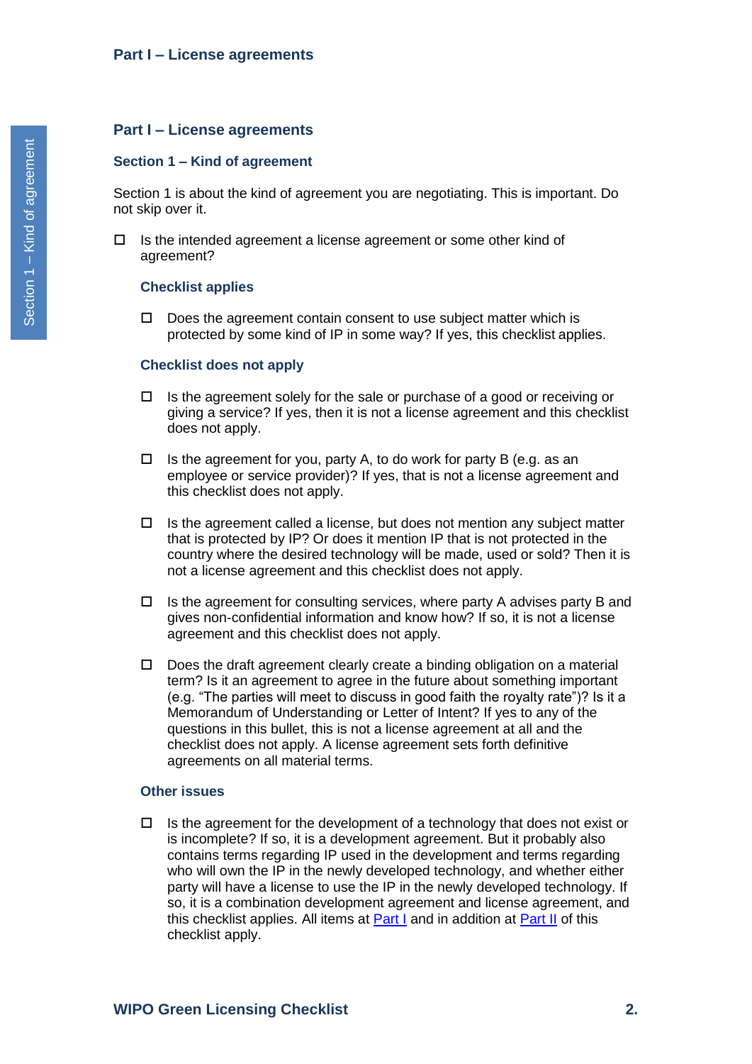# Part I – License agreements

## Section 1 – Kind of agreement

Section 1 is about the kind of agreement you are negotiating. This is important. Do not skip over it.

- ☐ Is the intended agreement a license agreement or some other kind of agreement?

### Checklist applies

- ☐ Does the agreement contain consent to use subject matter which is protected by some kind of IP in some way? If yes, this checklist applies.

### Checklist does not apply

- ☐ Is the agreement solely for the sale or purchase of a good or receiving or giving a service? If yes, then it is not a license agreement and this checklist does not apply.

- ☐ Is the agreement for you, party A, to do work for party B (e.g. as an employee or service provider)? If yes, that is not a license agreement and this checklist does not apply.

- ☐ Is the agreement called a license, but does not mention any subject matter that is protected by IP? Or does it mention IP that is not protected in the country where the desired technology will be made, used or sold? Then it is not a license agreement and this checklist does not apply.

- ☐ Is the agreement for consulting services, where party A advises party B and gives non-confidential information and know how? If so, it is not a license agreement and this checklist does not apply.

- ☐ Does the draft agreement clearly create a binding obligation on a material term? Is it an agreement to agree in the future about something important (e.g. "The parties will meet to discuss in good faith the royalty rate")? Is it a Memorandum of Understanding or Letter of Intent? If yes to any of the questions in this bullet, this is not a license agreement at all and the checklist does not apply. A license agreement sets forth definitive agreements on all material terms.

### Other issues

- ☐ Is the agreement for the development of a technology that does not exist or is incomplete? If so, it is a development agreement. But it probably also contains terms regarding IP used in the development and terms regarding who will own the IP in the newly developed technology, and whether either party will have a license to use the IP in the newly developed technology. If so, it is a combination development agreement and license agreement, and this checklist applies. All items at Part I and in addition at Part II of this checklist apply.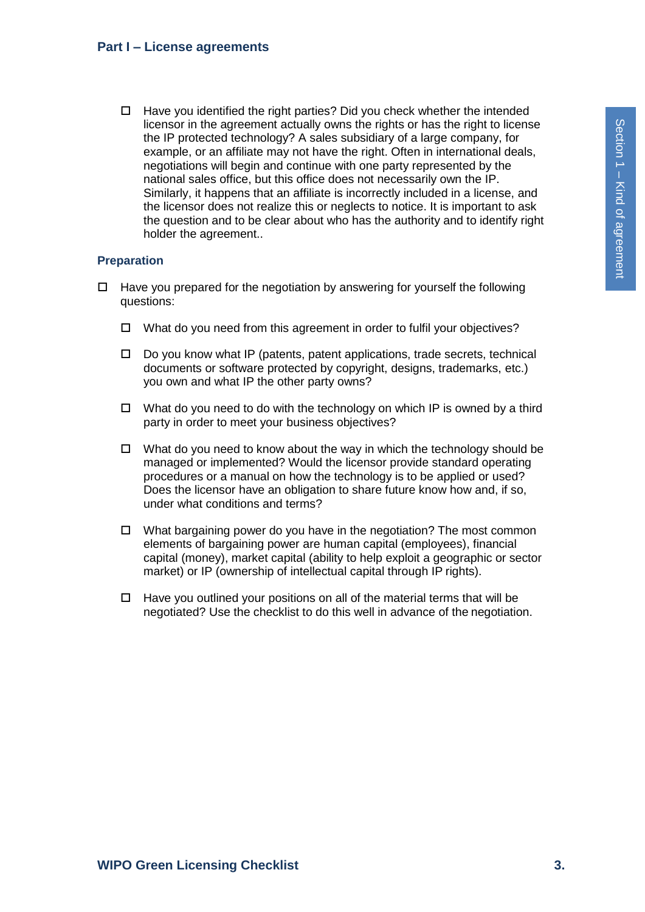- ☐ Have you identified the right parties? Did you check whether the intended licensor in the agreement actually owns the rights or has the right to license the IP protected technology? A sales subsidiary of a large company, for example, or an affiliate may not have the right. Often in international deals, negotiations will begin and continue with one party represented by the national sales office, but this office does not necessarily own the IP. Similarly, it happens that an affiliate is incorrectly included in a license, and the licensor does not realize this or neglects to notice. It is important to ask the question and to be clear about who has the authority and to identify right holder the agreement..

### Preparation

- ☐ Have you prepared for the negotiation by answering for yourself the following questions:
  - ☐ What do you need from this agreement in order to fulfil your objectives?
  - ☐ Do you know what IP (patents, patent applications, trade secrets, technical documents or software protected by copyright, designs, trademarks, etc.) you own and what IP the other party owns?
  - ☐ What do you need to do with the technology on which IP is owned by a third party in order to meet your business objectives?
  - ☐ What do you need to know about the way in which the technology should be managed or implemented? Would the licensor provide standard operating procedures or a manual on how the technology is to be applied or used? Does the licensor have an obligation to share future know how and, if so, under what conditions and terms?
  - ☐ What bargaining power do you have in the negotiation? The most common elements of bargaining power are human capital (employees), financial capital (money), market capital (ability to help exploit a geographic or sector market) or IP (ownership of intellectual capital through IP rights).
  - ☐ Have you outlined your positions on all of the material terms that will be negotiated? Use the checklist to do this well in advance of the negotiation.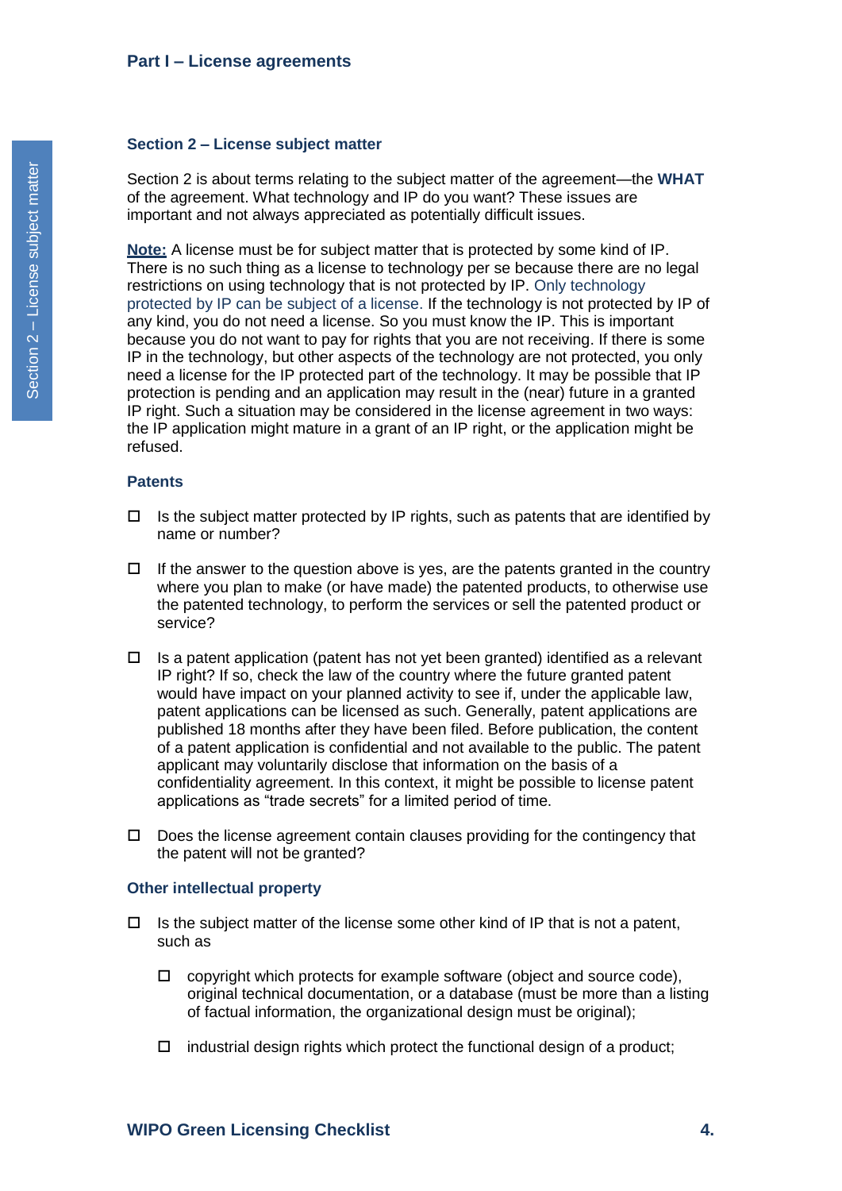## Section 2 – License subject matter

Section 2 is about terms relating to the subject matter of the agreement—the **WHAT** of the agreement. What technology and IP do you want? These issues are important and not always appreciated as potentially difficult issues.

**Note:** A license must be for subject matter that is protected by some kind of IP. There is no such thing as a license to technology per se because there are no legal restrictions on using technology that is not protected by IP. Only technology protected by IP can be subject of a license. If the technology is not protected by IP of any kind, you do not need a license. So you must know the IP. This is important because you do not want to pay for rights that you are not receiving. If there is some IP in the technology, but other aspects of the technology are not protected, you only need a license for the IP protected part of the technology. It may be possible that IP protection is pending and an application may result in the (near) future in a granted IP right. Such a situation may be considered in the license agreement in two ways: the IP application might mature in a grant of an IP right, or the application might be refused.

### Patents

- ☐ Is the subject matter protected by IP rights, such as patents that are identified by name or number?
- ☐ If the answer to the question above is yes, are the patents granted in the country where you plan to make (or have made) the patented products, to otherwise use the patented technology, to perform the services or sell the patented product or service?
- ☐ Is a patent application (patent has not yet been granted) identified as a relevant IP right? If so, check the law of the country where the future granted patent would have impact on your planned activity to see if, under the applicable law, patent applications can be licensed as such. Generally, patent applications are published 18 months after they have been filed. Before publication, the content of a patent application is confidential and not available to the public. The patent applicant may voluntarily disclose that information on the basis of a confidentiality agreement. In this context, it might be possible to license patent applications as "trade secrets" for a limited period of time.
- ☐ Does the license agreement contain clauses providing for the contingency that the patent will not be granted?

### Other intellectual property

- ☐ Is the subject matter of the license some other kind of IP that is not a patent, such as
  - ☐ copyright which protects for example software (object and source code), original technical documentation, or a database (must be more than a listing of factual information, the organizational design must be original);
  - ☐ industrial design rights which protect the functional design of a product;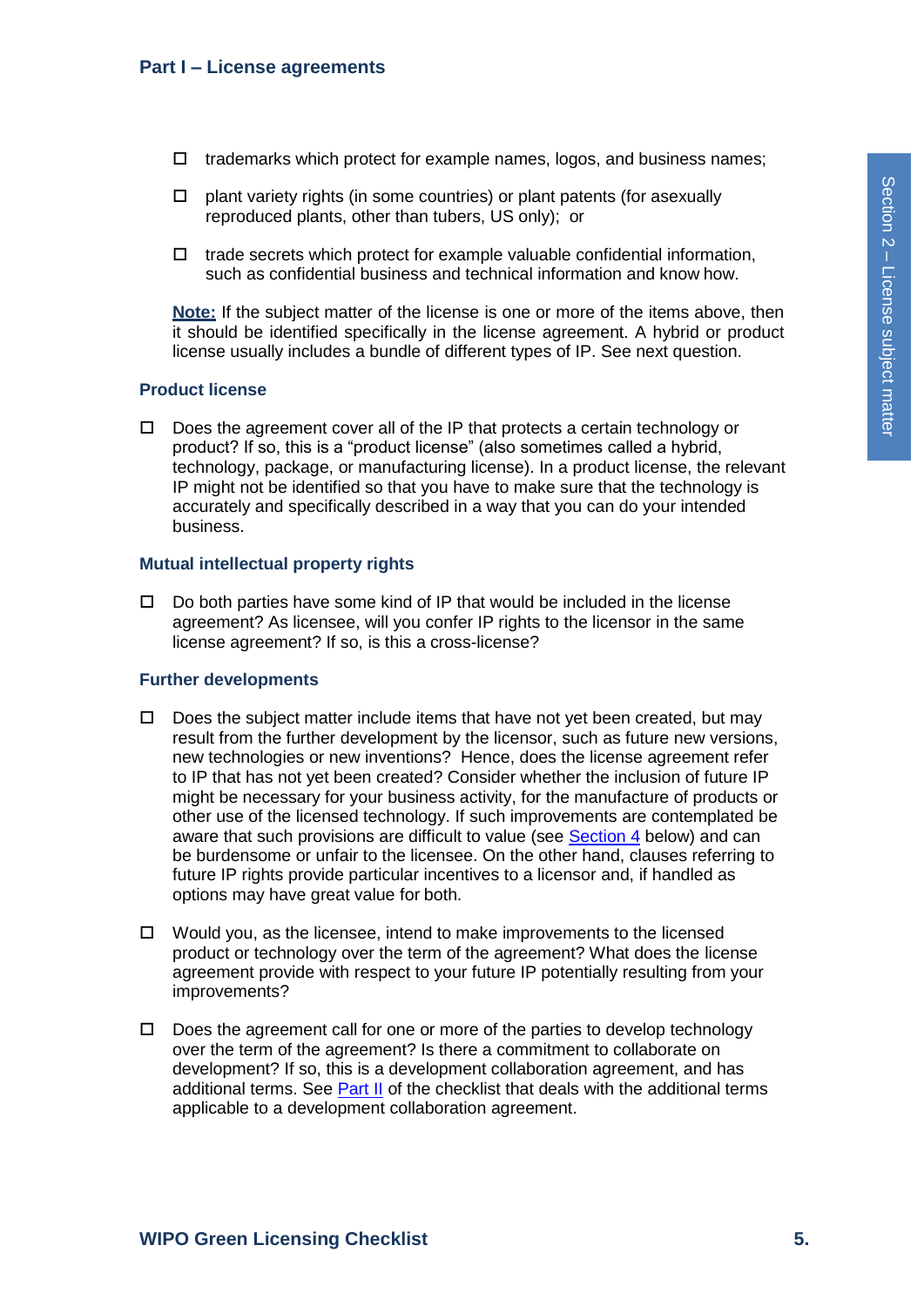- ☐ trademarks which protect for example names, logos, and business names;
- ☐ plant variety rights (in some countries) or plant patents (for asexually reproduced plants, other than tubers, US only); or
- ☐ trade secrets which protect for example valuable confidential information, such as confidential business and technical information and know how.

**Note:** If the subject matter of the license is one or more of the items above, then it should be identified specifically in the license agreement. A hybrid or product license usually includes a bundle of different types of IP. See next question.

### Product license

- ☐ Does the agreement cover all of the IP that protects a certain technology or product? If so, this is a "product license" (also sometimes called a hybrid, technology, package, or manufacturing license). In a product license, the relevant IP might not be identified so that you have to make sure that the technology is accurately and specifically described in a way that you can do your intended business.

### Mutual intellectual property rights

- ☐ Do both parties have some kind of IP that would be included in the license agreement? As licensee, will you confer IP rights to the licensor in the same license agreement? If so, is this a cross-license?

### Further developments

- ☐ Does the subject matter include items that have not yet been created, but may result from the further development by the licensor, such as future new versions, new technologies or new inventions? Hence, does the license agreement refer to IP that has not yet been created? Consider whether the inclusion of future IP might be necessary for your business activity, for the manufacture of products or other use of the licensed technology. If such improvements are contemplated be aware that such provisions are difficult to value (see Section 4 below) and can be burdensome or unfair to the licensee. On the other hand, clauses referring to future IP rights provide particular incentives to a licensor and, if handled as options may have great value for both.
- ☐ Would you, as the licensee, intend to make improvements to the licensed product or technology over the term of the agreement? What does the license agreement provide with respect to your future IP potentially resulting from your improvements?
- ☐ Does the agreement call for one or more of the parties to develop technology over the term of the agreement? Is there a commitment to collaborate on development? If so, this is a development collaboration agreement, and has additional terms. See Part II of the checklist that deals with the additional terms applicable to a development collaboration agreement.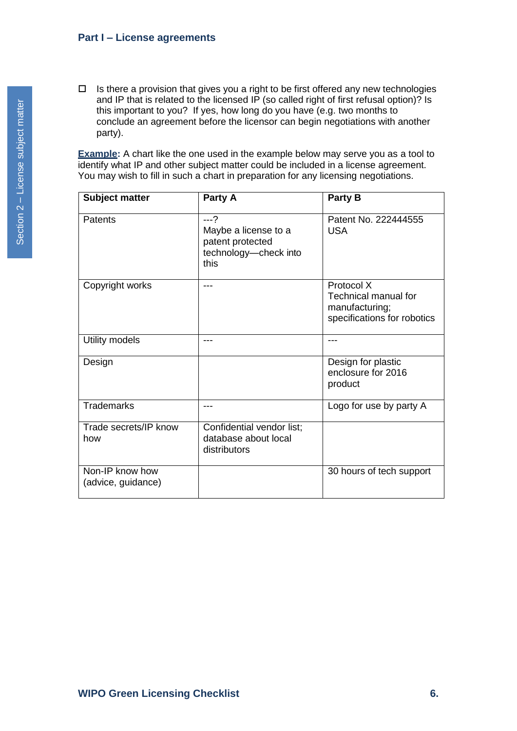- [ ] Is there a provision that gives you a right to be first offered any new technologies and IP that is related to the licensed IP (so called right of first refusal option)? Is this important to you? If yes, how long do you have (e.g. two months to conclude an agreement before the licensor can begin negotiations with another party).

**Example:** A chart like the one used in the example below may serve you as a tool to identify what IP and other subject matter could be included in a license agreement. You may wish to fill in such a chart in preparation for any licensing negotiations.

| **Subject matter** | **Party A** | **Party B** |
| --- | --- | --- |
| Patents | ---?<br>Maybe a license to a patent protected technology—check into this | Patent No. 222444555 USA |
| Copyright works | --- | Protocol X<br>Technical manual for manufacturing; specifications for robotics |
| Utility models | --- | --- |
| Design | | Design for plastic enclosure for 2016 product |
| Trademarks | --- | Logo for use by party A |
| Trade secrets/IP know how | Confidential vendor list; database about local distributors | |
| Non-IP know how (advice, guidance) | | 30 hours of tech support |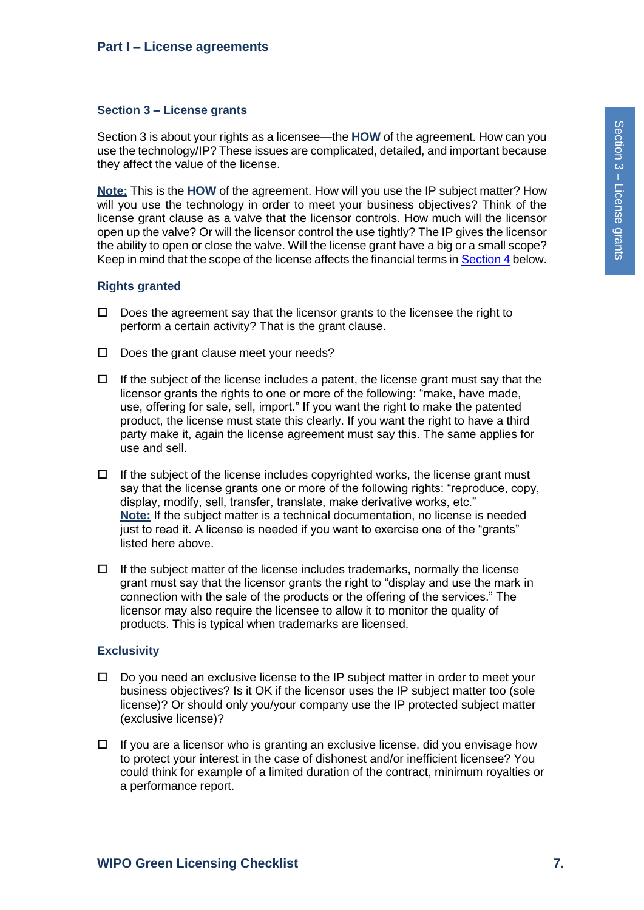## Section 3 – License grants

Section 3 is about your rights as a licensee—the **HOW** of the agreement. How can you use the technology/IP? These issues are complicated, detailed, and important because they affect the value of the license.

**Note:** This is the **HOW** of the agreement. How will you use the IP subject matter? How will you use the technology in order to meet your business objectives? Think of the license grant clause as a valve that the licensor controls. How much will the licensor open up the valve? Or will the licensor control the use tightly? The IP gives the licensor the ability to open or close the valve. Will the license grant have a big or a small scope? Keep in mind that the scope of the license affects the financial terms in Section 4 below.

### Rights granted

- ☐ Does the agreement say that the licensor grants to the licensee the right to perform a certain activity? That is the grant clause.
- ☐ Does the grant clause meet your needs?
- ☐ If the subject of the license includes a patent, the license grant must say that the licensor grants the rights to one or more of the following: "make, have made, use, offering for sale, sell, import." If you want the right to make the patented product, the license must state this clearly. If you want the right to have a third party make it, again the license agreement must say this. The same applies for use and sell.
- ☐ If the subject of the license includes copyrighted works, the license grant must say that the license grants one or more of the following rights: "reproduce, copy, display, modify, sell, transfer, translate, make derivative works, etc."
  **Note:** If the subject matter is a technical documentation, no license is needed just to read it. A license is needed if you want to exercise one of the "grants" listed here above.
- ☐ If the subject matter of the license includes trademarks, normally the license grant must say that the licensor grants the right to "display and use the mark in connection with the sale of the products or the offering of the services." The licensor may also require the licensee to allow it to monitor the quality of products. This is typical when trademarks are licensed.

### Exclusivity

- ☐ Do you need an exclusive license to the IP subject matter in order to meet your business objectives? Is it OK if the licensor uses the IP subject matter too (sole license)? Or should only you/your company use the IP protected subject matter (exclusive license)?
- ☐ If you are a licensor who is granting an exclusive license, did you envisage how to protect your interest in the case of dishonest and/or inefficient licensee? You could think for example of a limited duration of the contract, minimum royalties or a performance report.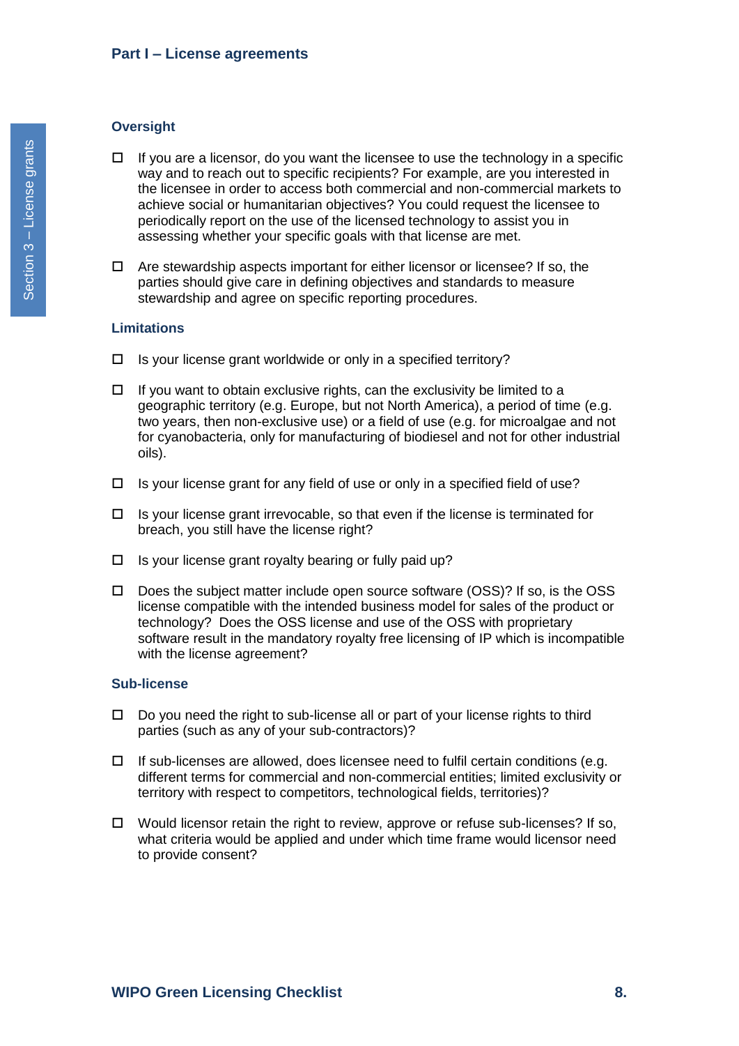### Oversight

- ☐ If you are a licensor, do you want the licensee to use the technology in a specific way and to reach out to specific recipients? For example, are you interested in the licensee in order to access both commercial and non-commercial markets to achieve social or humanitarian objectives? You could request the licensee to periodically report on the use of the licensed technology to assist you in assessing whether your specific goals with that license are met.

- ☐ Are stewardship aspects important for either licensor or licensee? If so, the parties should give care in defining objectives and standards to measure stewardship and agree on specific reporting procedures.

### Limitations

- ☐ Is your license grant worldwide or only in a specified territory?

- ☐ If you want to obtain exclusive rights, can the exclusivity be limited to a geographic territory (e.g. Europe, but not North America), a period of time (e.g. two years, then non-exclusive use) or a field of use (e.g. for microalgae and not for cyanobacteria, only for manufacturing of biodiesel and not for other industrial oils).

- ☐ Is your license grant for any field of use or only in a specified field of use?

- ☐ Is your license grant irrevocable, so that even if the license is terminated for breach, you still have the license right?

- ☐ Is your license grant royalty bearing or fully paid up?

- ☐ Does the subject matter include open source software (OSS)? If so, is the OSS license compatible with the intended business model for sales of the product or technology? Does the OSS license and use of the OSS with proprietary software result in the mandatory royalty free licensing of IP which is incompatible with the license agreement?

### Sub-license

- ☐ Do you need the right to sub-license all or part of your license rights to third parties (such as any of your sub-contractors)?

- ☐ If sub-licenses are allowed, does licensee need to fulfil certain conditions (e.g. different terms for commercial and non-commercial entities; limited exclusivity or territory with respect to competitors, technological fields, territories)?

- ☐ Would licensor retain the right to review, approve or refuse sub-licenses? If so, what criteria would be applied and under which time frame would licensor need to provide consent?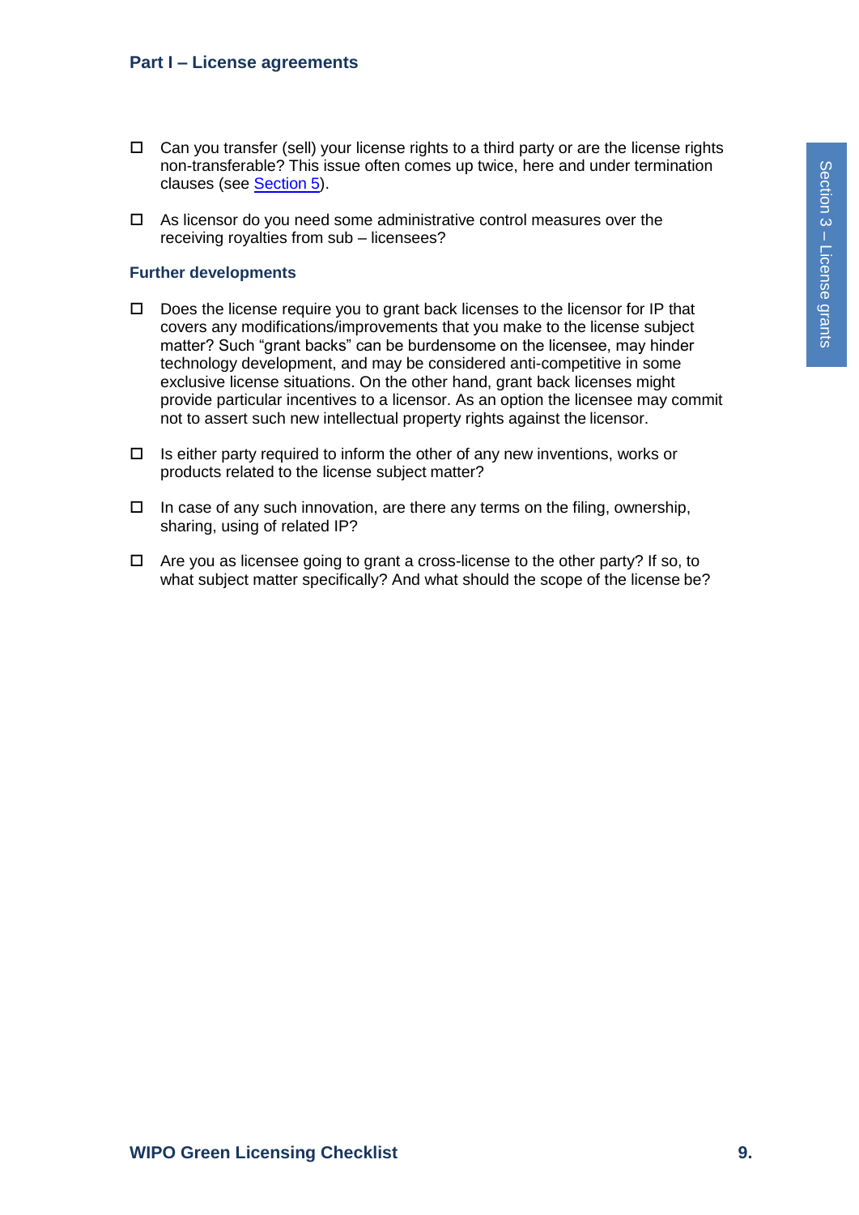- ☐ Can you transfer (sell) your license rights to a third party or are the license rights non-transferable? This issue often comes up twice, here and under termination clauses (see Section 5).
- ☐ As licensor do you need some administrative control measures over the receiving royalties from sub – licensees?

### Further developments

- ☐ Does the license require you to grant back licenses to the licensor for IP that covers any modifications/improvements that you make to the license subject matter? Such "grant backs" can be burdensome on the licensee, may hinder technology development, and may be considered anti-competitive in some exclusive license situations. On the other hand, grant back licenses might provide particular incentives to a licensor. As an option the licensee may commit not to assert such new intellectual property rights against the licensor.
- ☐ Is either party required to inform the other of any new inventions, works or products related to the license subject matter?
- ☐ In case of any such innovation, are there any terms on the filing, ownership, sharing, using of related IP?
- ☐ Are you as licensee going to grant a cross-license to the other party? If so, to what subject matter specifically? And what should the scope of the license be?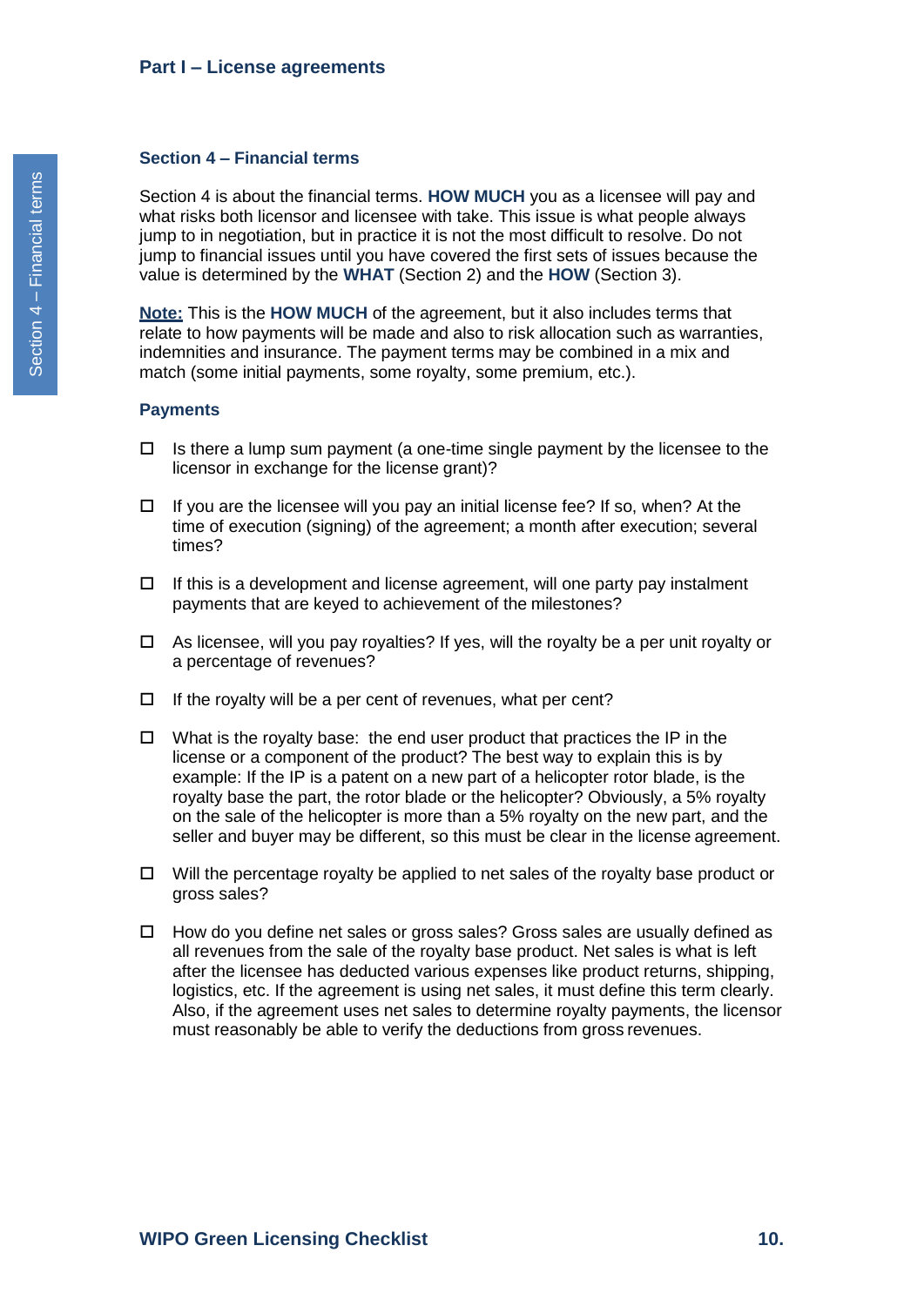## Section 4 – Financial terms

Section 4 is about the financial terms. **HOW MUCH** you as a licensee will pay and what risks both licensor and licensee with take. This issue is what people always jump to in negotiation, but in practice it is not the most difficult to resolve. Do not jump to financial issues until you have covered the first sets of issues because the value is determined by the **WHAT** (Section 2) and the **HOW** (Section 3).

**Note:** This is the **HOW MUCH** of the agreement, but it also includes terms that relate to how payments will be made and also to risk allocation such as warranties, indemnities and insurance. The payment terms may be combined in a mix and match (some initial payments, some royalty, some premium, etc.).

### Payments

- ☐ Is there a lump sum payment (a one-time single payment by the licensee to the licensor in exchange for the license grant)?
- ☐ If you are the licensee will you pay an initial license fee? If so, when? At the time of execution (signing) of the agreement; a month after execution; several times?
- ☐ If this is a development and license agreement, will one party pay instalment payments that are keyed to achievement of the milestones?
- ☐ As licensee, will you pay royalties? If yes, will the royalty be a per unit royalty or a percentage of revenues?
- ☐ If the royalty will be a per cent of revenues, what per cent?
- ☐ What is the royalty base: the end user product that practices the IP in the license or a component of the product? The best way to explain this is by example: If the IP is a patent on a new part of a helicopter rotor blade, is the royalty base the part, the rotor blade or the helicopter? Obviously, a 5% royalty on the sale of the helicopter is more than a 5% royalty on the new part, and the seller and buyer may be different, so this must be clear in the license agreement.
- ☐ Will the percentage royalty be applied to net sales of the royalty base product or gross sales?
- ☐ How do you define net sales or gross sales? Gross sales are usually defined as all revenues from the sale of the royalty base product. Net sales is what is left after the licensee has deducted various expenses like product returns, shipping, logistics, etc. If the agreement is using net sales, it must define this term clearly. Also, if the agreement uses net sales to determine royalty payments, the licensor must reasonably be able to verify the deductions from gross revenues.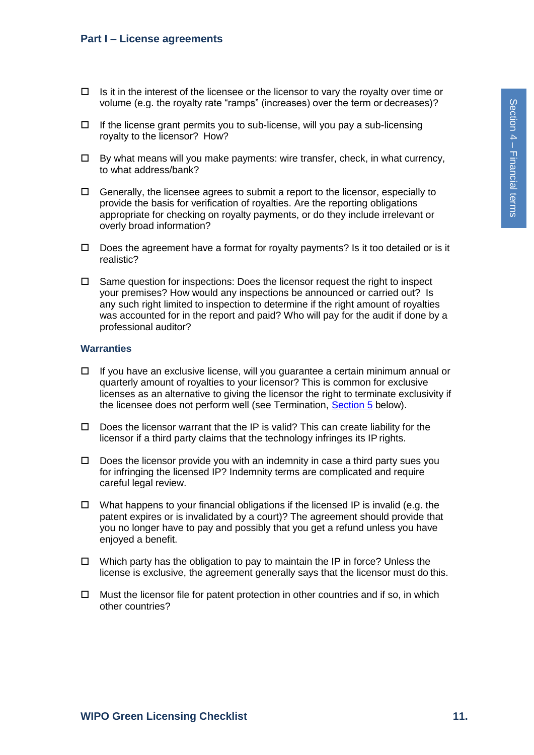- ☐ Is it in the interest of the licensee or the licensor to vary the royalty over time or volume (e.g. the royalty rate "ramps" (increases) over the term or decreases)?

- ☐ If the license grant permits you to sub-license, will you pay a sub-licensing royalty to the licensor? How?

- ☐ By what means will you make payments: wire transfer, check, in what currency, to what address/bank?

- ☐ Generally, the licensee agrees to submit a report to the licensor, especially to provide the basis for verification of royalties. Are the reporting obligations appropriate for checking on royalty payments, or do they include irrelevant or overly broad information?

- ☐ Does the agreement have a format for royalty payments? Is it too detailed or is it realistic?

- ☐ Same question for inspections: Does the licensor request the right to inspect your premises? How would any inspections be announced or carried out? Is any such right limited to inspection to determine if the right amount of royalties was accounted for in the report and paid? Who will pay for the audit if done by a professional auditor?

### Warranties

- ☐ If you have an exclusive license, will you guarantee a certain minimum annual or quarterly amount of royalties to your licensor? This is common for exclusive licenses as an alternative to giving the licensor the right to terminate exclusivity if the licensee does not perform well (see Termination, Section 5 below).

- ☐ Does the licensor warrant that the IP is valid? This can create liability for the licensor if a third party claims that the technology infringes its IP rights.

- ☐ Does the licensor provide you with an indemnity in case a third party sues you for infringing the licensed IP? Indemnity terms are complicated and require careful legal review.

- ☐ What happens to your financial obligations if the licensed IP is invalid (e.g. the patent expires or is invalidated by a court)? The agreement should provide that you no longer have to pay and possibly that you get a refund unless you have enjoyed a benefit.

- ☐ Which party has the obligation to pay to maintain the IP in force? Unless the license is exclusive, the agreement generally says that the licensor must do this.

- ☐ Must the licensor file for patent protection in other countries and if so, in which other countries?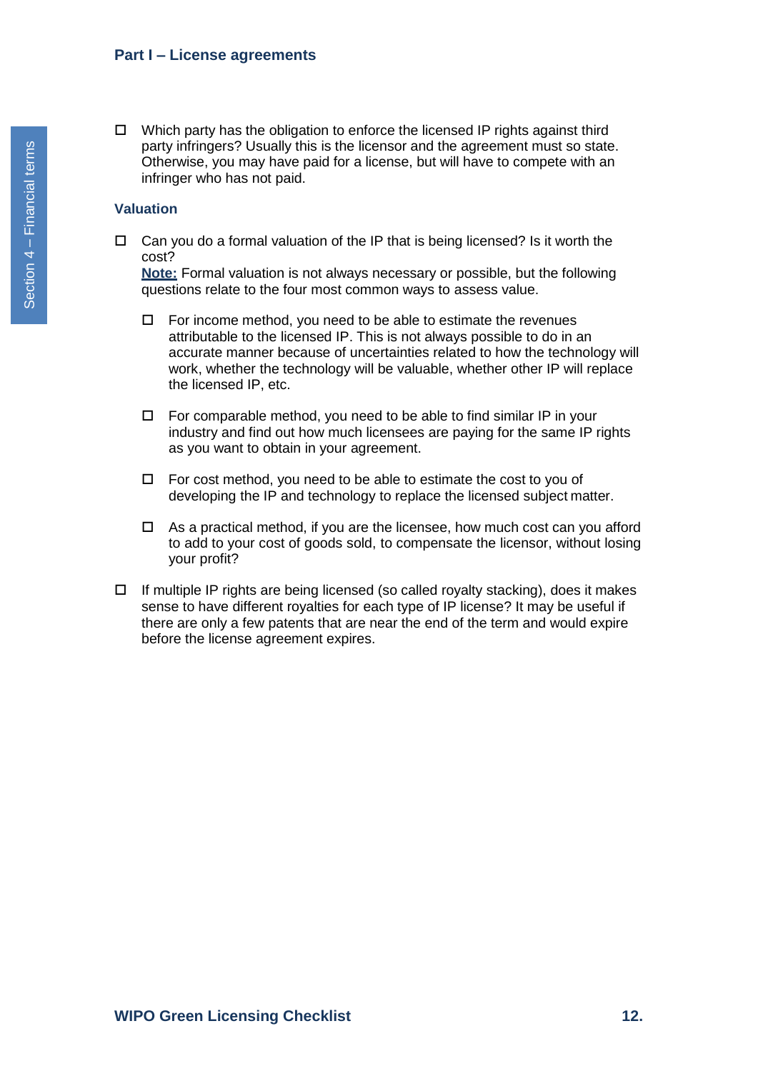- ☐ Which party has the obligation to enforce the licensed IP rights against third party infringers? Usually this is the licensor and the agreement must so state. Otherwise, you may have paid for a license, but will have to compete with an infringer who has not paid.

### Valuation

- ☐ Can you do a formal valuation of the IP that is being licensed? Is it worth the cost?
  **Note:** Formal valuation is not always necessary or possible, but the following questions relate to the four most common ways to assess value.

  - ☐ For income method, you need to be able to estimate the revenues attributable to the licensed IP. This is not always possible to do in an accurate manner because of uncertainties related to how the technology will work, whether the technology will be valuable, whether other IP will replace the licensed IP, etc.

  - ☐ For comparable method, you need to be able to find similar IP in your industry and find out how much licensees are paying for the same IP rights as you want to obtain in your agreement.

  - ☐ For cost method, you need to be able to estimate the cost to you of developing the IP and technology to replace the licensed subject matter.

  - ☐ As a practical method, if you are the licensee, how much cost can you afford to add to your cost of goods sold, to compensate the licensor, without losing your profit?

- ☐ If multiple IP rights are being licensed (so called royalty stacking), does it makes sense to have different royalties for each type of IP license? It may be useful if there are only a few patents that are near the end of the term and would expire before the license agreement expires.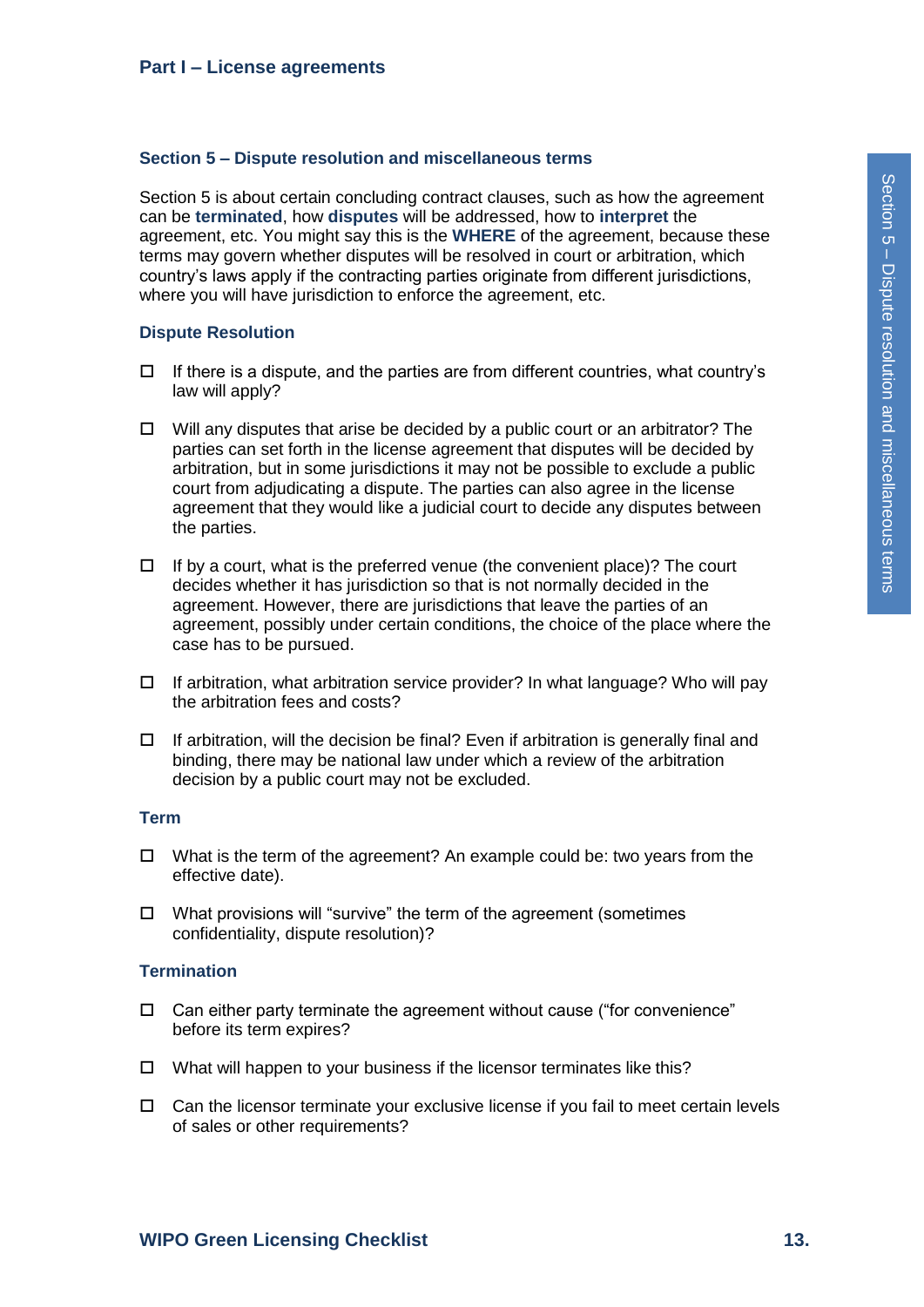## Section 5 – Dispute resolution and miscellaneous terms

Section 5 is about certain concluding contract clauses, such as how the agreement can be **terminated**, how **disputes** will be addressed, how to **interpret** the agreement, etc. You might say this is the **WHERE** of the agreement, because these terms may govern whether disputes will be resolved in court or arbitration, which country's laws apply if the contracting parties originate from different jurisdictions, where you will have jurisdiction to enforce the agreement, etc.

### Dispute Resolution

- ☐ If there is a dispute, and the parties are from different countries, what country's law will apply?
- ☐ Will any disputes that arise be decided by a public court or an arbitrator? The parties can set forth in the license agreement that disputes will be decided by arbitration, but in some jurisdictions it may not be possible to exclude a public court from adjudicating a dispute. The parties can also agree in the license agreement that they would like a judicial court to decide any disputes between the parties.
- ☐ If by a court, what is the preferred venue (the convenient place)? The court decides whether it has jurisdiction so that is not normally decided in the agreement. However, there are jurisdictions that leave the parties of an agreement, possibly under certain conditions, the choice of the place where the case has to be pursued.
- ☐ If arbitration, what arbitration service provider? In what language? Who will pay the arbitration fees and costs?
- ☐ If arbitration, will the decision be final? Even if arbitration is generally final and binding, there may be national law under which a review of the arbitration decision by a public court may not be excluded.

### Term

- ☐ What is the term of the agreement? An example could be: two years from the effective date).
- ☐ What provisions will "survive" the term of the agreement (sometimes confidentiality, dispute resolution)?

### Termination

- ☐ Can either party terminate the agreement without cause ("for convenience" before its term expires?
- ☐ What will happen to your business if the licensor terminates like this?
- ☐ Can the licensor terminate your exclusive license if you fail to meet certain levels of sales or other requirements?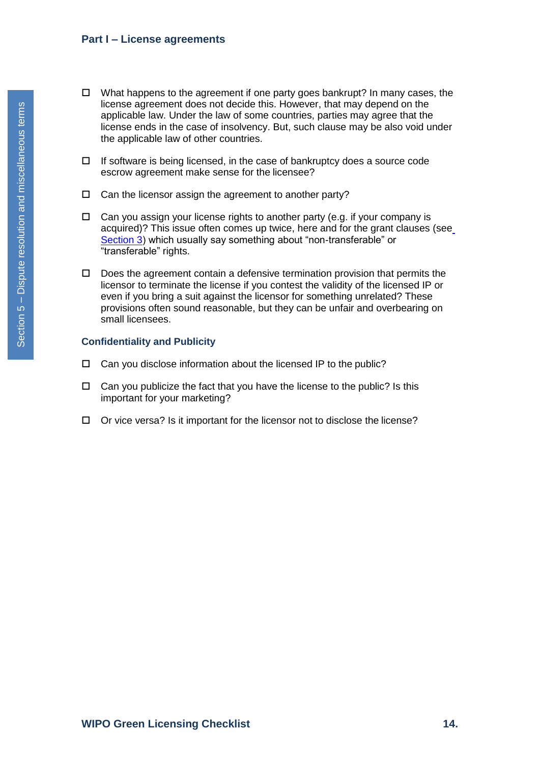- ☐ What happens to the agreement if one party goes bankrupt? In many cases, the license agreement does not decide this. However, that may depend on the applicable law. Under the law of some countries, parties may agree that the license ends in the case of insolvency. But, such clause may be also void under the applicable law of other countries.

- ☐ If software is being licensed, in the case of bankruptcy does a source code escrow agreement make sense for the licensee?

- ☐ Can the licensor assign the agreement to another party?

- ☐ Can you assign your license rights to another party (e.g. if your company is acquired)? This issue often comes up twice, here and for the grant clauses (see Section 3) which usually say something about "non-transferable" or "transferable" rights.

- ☐ Does the agreement contain a defensive termination provision that permits the licensor to terminate the license if you contest the validity of the licensed IP or even if you bring a suit against the licensor for something unrelated? These provisions often sound reasonable, but they can be unfair and overbearing on small licensees.

### Confidentiality and Publicity

- ☐ Can you disclose information about the licensed IP to the public?

- ☐ Can you publicize the fact that you have the license to the public? Is this important for your marketing?

- ☐ Or vice versa? Is it important for the licensor not to disclose the license?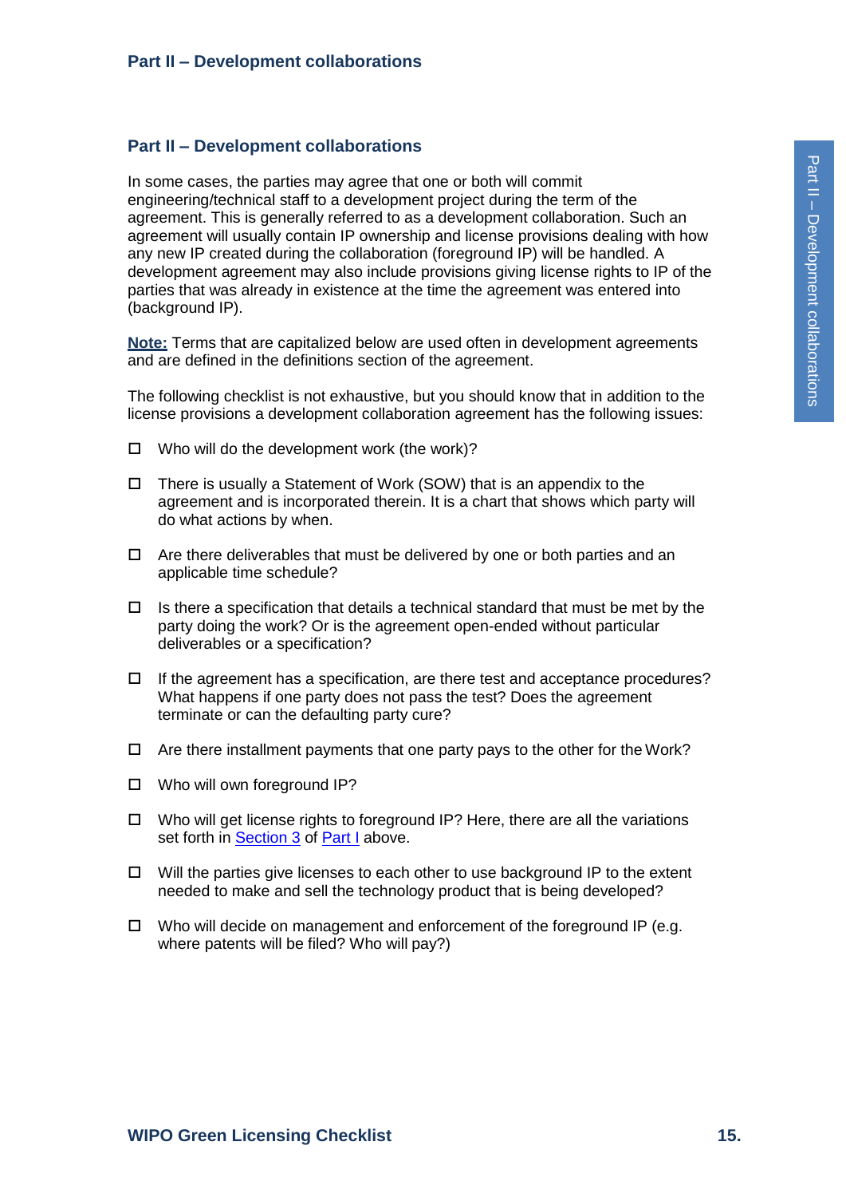## Part II – Development collaborations

In some cases, the parties may agree that one or both will commit engineering/technical staff to a development project during the term of the agreement. This is generally referred to as a development collaboration. Such an agreement will usually contain IP ownership and license provisions dealing with how any new IP created during the collaboration (foreground IP) will be handled. A development agreement may also include provisions giving license rights to IP of the parties that was already in existence at the time the agreement was entered into (background IP).

**Note:** Terms that are capitalized below are used often in development agreements and are defined in the definitions section of the agreement.

The following checklist is not exhaustive, but you should know that in addition to the license provisions a development collaboration agreement has the following issues:

- ☐ Who will do the development work (the work)?
- ☐ There is usually a Statement of Work (SOW) that is an appendix to the agreement and is incorporated therein. It is a chart that shows which party will do what actions by when.
- ☐ Are there deliverables that must be delivered by one or both parties and an applicable time schedule?
- ☐ Is there a specification that details a technical standard that must be met by the party doing the work? Or is the agreement open-ended without particular deliverables or a specification?
- ☐ If the agreement has a specification, are there test and acceptance procedures? What happens if one party does not pass the test? Does the agreement terminate or can the defaulting party cure?
- ☐ Are there installment payments that one party pays to the other for the Work?
- ☐ Who will own foreground IP?
- ☐ Who will get license rights to foreground IP? Here, there are all the variations set forth in Section 3 of Part I above.
- ☐ Will the parties give licenses to each other to use background IP to the extent needed to make and sell the technology product that is being developed?
- ☐ Who will decide on management and enforcement of the foreground IP (e.g. where patents will be filed? Who will pay?)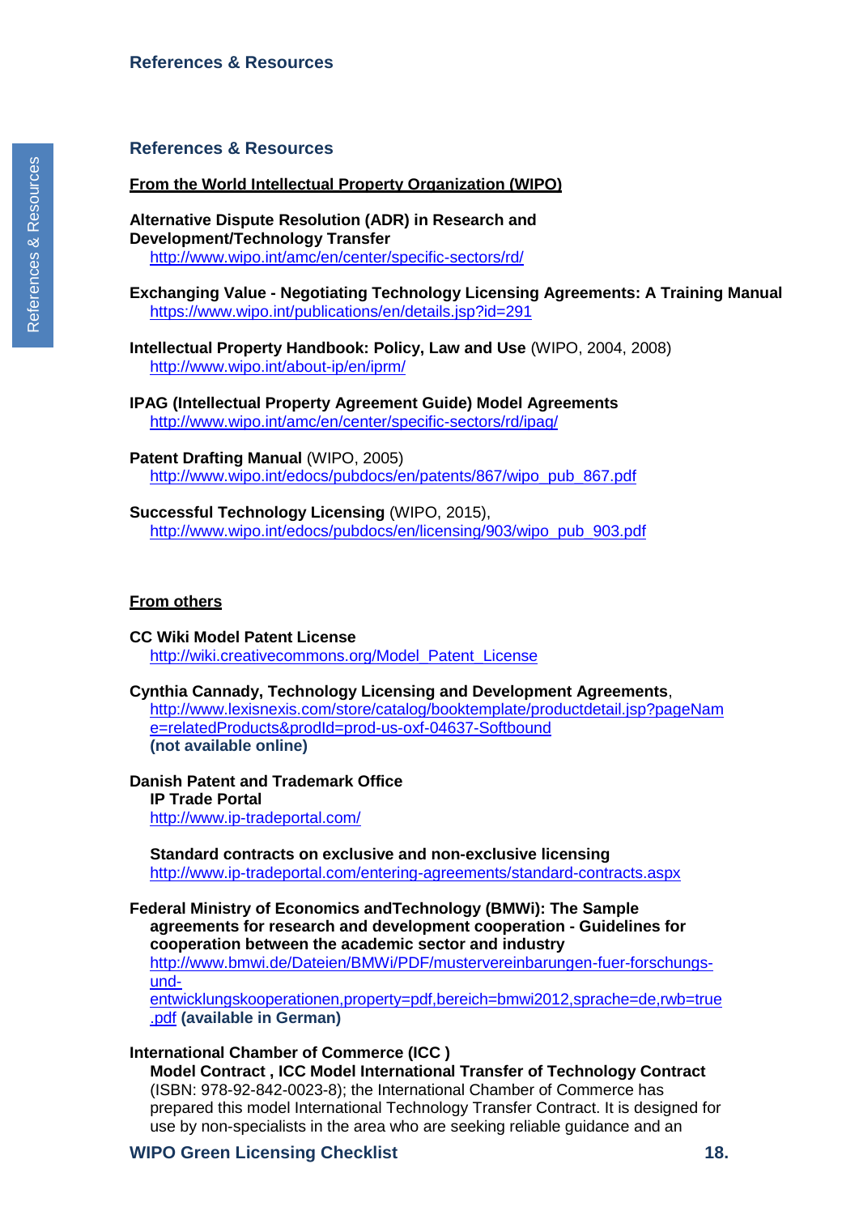## References & Resources

### From the World Intellectual Property Organization (WIPO)

**Alternative Dispute Resolution (ADR) in Research and Development/Technology Transfer**
http://www.wipo.int/amc/en/center/specific-sectors/rd/

**Exchanging Value - Negotiating Technology Licensing Agreements: A Training Manual**
https://www.wipo.int/publications/en/details.jsp?id=291

**Intellectual Property Handbook: Policy, Law and Use** (WIPO, 2004, 2008)
http://www.wipo.int/about-ip/en/iprm/

**IPAG (Intellectual Property Agreement Guide) Model Agreements**
http://www.wipo.int/amc/en/center/specific-sectors/rd/ipag/

**Patent Drafting Manual** (WIPO, 2005)
http://www.wipo.int/edocs/pubdocs/en/patents/867/wipo_pub_867.pdf

**Successful Technology Licensing** (WIPO, 2015),
http://www.wipo.int/edocs/pubdocs/en/licensing/903/wipo_pub_903.pdf

### From others

**CC Wiki Model Patent License**
http://wiki.creativecommons.org/Model_Patent_License

**Cynthia Cannady, Technology Licensing and Development Agreements**,
http://www.lexisnexis.com/store/catalog/booktemplate/productdetail.jsp?pageName=relatedProducts&prodId=prod-us-oxf-04637-Softbound
**(not available online)**

**Danish Patent and Trademark Office**

**IP Trade Portal**
http://www.ip-tradeportal.com/

**Standard contracts on exclusive and non-exclusive licensing**
http://www.ip-tradeportal.com/entering-agreements/standard-contracts.aspx

**Federal Ministry of Economics andTechnology (BMWi): The Sample agreements for research and development cooperation - Guidelines for cooperation between the academic sector and industry**
http://www.bmwi.de/Dateien/BMWi/PDF/mustervereinbarungen-fuer-forschungs-und-entwicklungskooperationen,property=pdf,bereich=bmwi2012,sprache=de,rwb=true.pdf **(available in German)**

**International Chamber of Commerce (ICC )**

**Model Contract , ICC Model International Transfer of Technology Contract** (ISBN: 978-92-842-0023-8); the International Chamber of Commerce has prepared this model International Technology Transfer Contract. It is designed for use by non-specialists in the area who are seeking reliable guidance and an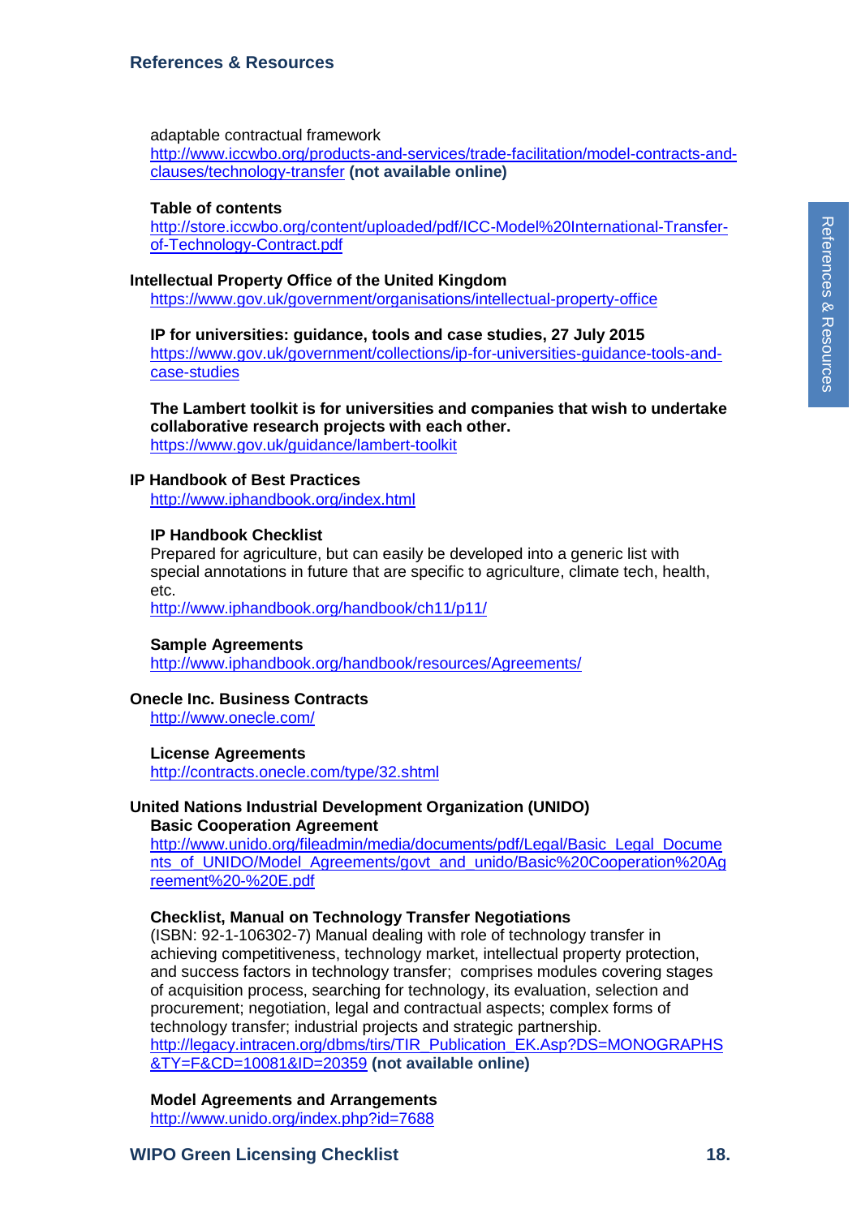adaptable contractual framework
http://www.iccwbo.org/products-and-services/trade-facilitation/model-contracts-and-clauses/technology-transfer **(not available online)**

**Table of contents**
http://store.iccwbo.org/content/uploaded/pdf/ICC-Model%20International-Transfer-of-Technology-Contract.pdf

**Intellectual Property Office of the United Kingdom**
https://www.gov.uk/government/organisations/intellectual-property-office

**IP for universities: guidance, tools and case studies, 27 July 2015**
https://www.gov.uk/government/collections/ip-for-universities-guidance-tools-and-case-studies

**The Lambert toolkit is for universities and companies that wish to undertake collaborative research projects with each other.**
https://www.gov.uk/guidance/lambert-toolkit

**IP Handbook of Best Practices**
http://www.iphandbook.org/index.html

**IP Handbook Checklist**
Prepared for agriculture, but can easily be developed into a generic list with special annotations in future that are specific to agriculture, climate tech, health, etc.
http://www.iphandbook.org/handbook/ch11/p11/

**Sample Agreements**
http://www.iphandbook.org/handbook/resources/Agreements/

**Onecle Inc. Business Contracts**
http://www.onecle.com/

**License Agreements**
http://contracts.onecle.com/type/32.shtml

**United Nations Industrial Development Organization (UNIDO)**
**Basic Cooperation Agreement**
http://www.unido.org/fileadmin/media/documents/pdf/Legal/Basic_Legal_Documents_of_UNIDO/Model_Agreements/govt_and_unido/Basic%20Cooperation%20Agreement%20-%20E.pdf

**Checklist, Manual on Technology Transfer Negotiations**
(ISBN: 92-1-106302-7) Manual dealing with role of technology transfer in achieving competitiveness, technology market, intellectual property protection, and success factors in technology transfer; comprises modules covering stages of acquisition process, searching for technology, its evaluation, selection and procurement; negotiation, legal and contractual aspects; complex forms of technology transfer; industrial projects and strategic partnership.
http://legacy.intracen.org/dbms/tirs/TIR_Publication_EK.Asp?DS=MONOGRAPHS&TY=F&CD=10081&ID=20359 **(not available online)**

**Model Agreements and Arrangements**
http://www.unido.org/index.php?id=7688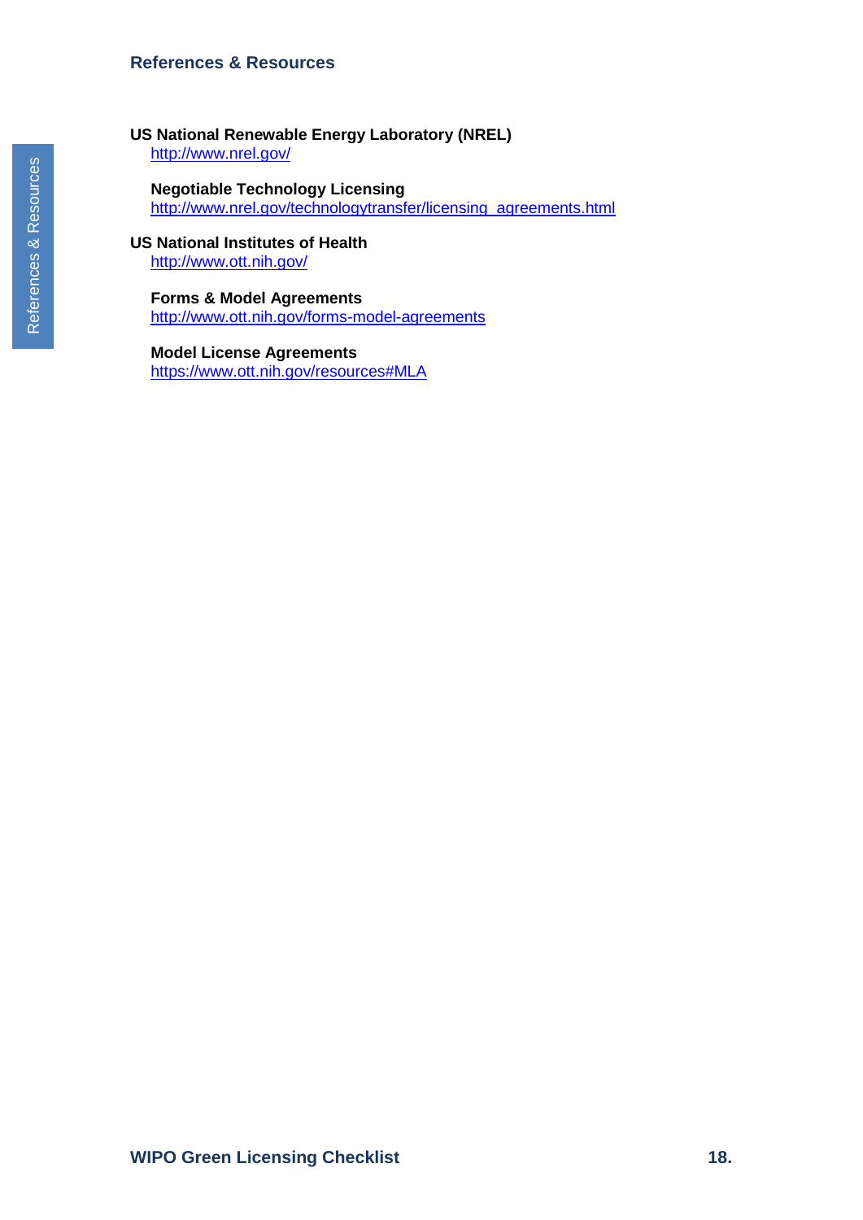## References & Resources

**US National Renewable Energy Laboratory (NREL)**
http://www.nrel.gov/

**Negotiable Technology Licensing**
http://www.nrel.gov/technologytransfer/licensing_agreements.html

**US National Institutes of Health**
http://www.ott.nih.gov/

**Forms & Model Agreements**
http://www.ott.nih.gov/forms-model-agreements

**Model License Agreements**
https://www.ott.nih.gov/resources#MLA